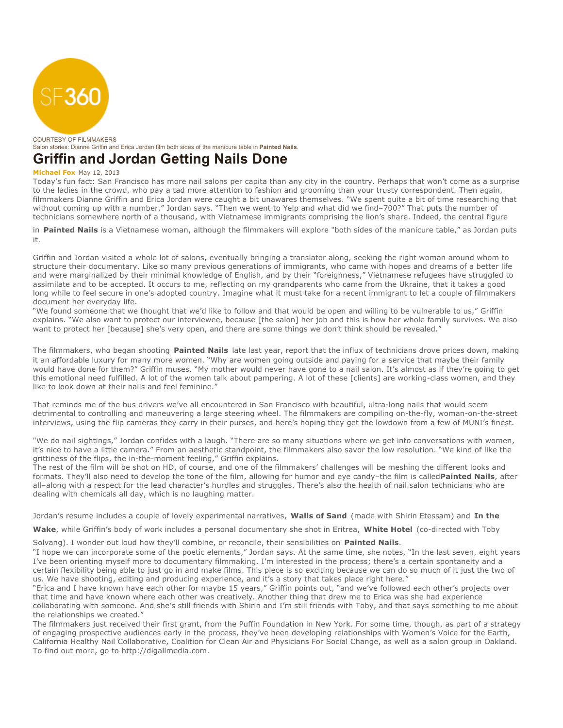SF360

COURTESY OF FILMMAKERS
Salon stories: Dianne Griffin and Erica Jordan film both sides of the manicure table in **Painted Nails**.

# Griffin and Jordan Getting Nails Done

**Michael Fox** May 12, 2013

Today's fun fact: San Francisco has more nail salons per capita than any city in the country. Perhaps that won't come as a surprise to the ladies in the crowd, who pay a tad more attention to fashion and grooming than your trusty correspondent. Then again, filmmakers Dianne Griffin and Erica Jordan were caught a bit unawares themselves. "We spent quite a bit of time researching that without coming up with a number," Jordan says. "Then we went to Yelp and what did we find–700?" That puts the number of technicians somewhere north of a thousand, with Vietnamese immigrants comprising the lion's share. Indeed, the central figure in **Painted Nails** is a Vietnamese woman, although the filmmakers will explore "both sides of the manicure table," as Jordan puts it.

Griffin and Jordan visited a whole lot of salons, eventually bringing a translator along, seeking the right woman around whom to structure their documentary. Like so many previous generations of immigrants, who came with hopes and dreams of a better life and were marginalized by their minimal knowledge of English, and by their "foreignness," Vietnamese refugees have struggled to assimilate and to be accepted. It occurs to me, reflecting on my grandparents who came from the Ukraine, that it takes a good long while to feel secure in one's adopted country. Imagine what it must take for a recent immigrant to let a couple of filmmakers document her everyday life.

"We found someone that we thought that we'd like to follow and that would be open and willing to be vulnerable to us," Griffin explains. "We also want to protect our interviewee, because [the salon] her job and this is how her whole family survives. We also want to protect her [because] she's very open, and there are some things we don't think should be revealed."

The filmmakers, who began shooting **Painted Nails** late last year, report that the influx of technicians drove prices down, making it an affordable luxury for many more women. "Why are women going outside and paying for a service that maybe their family would have done for them?" Griffin muses. "My mother would never have gone to a nail salon. It's almost as if they're going to get this emotional need fulfilled. A lot of the women talk about pampering. A lot of these [clients] are working-class women, and they like to look down at their nails and feel feminine."

That reminds me of the bus drivers we've all encountered in San Francisco with beautiful, ultra-long nails that would seem detrimental to controlling and maneuvering a large steering wheel. The filmmakers are compiling on-the-fly, woman-on-the-street interviews, using the flip cameras they carry in their purses, and here's hoping they get the lowdown from a few of MUNI's finest.

"We do nail sightings," Jordan confides with a laugh. "There are so many situations where we get into conversations with women, it's nice to have a little camera." From an aesthetic standpoint, the filmmakers also savor the low resolution. "We kind of like the grittiness of the flips, the in-the-moment feeling," Griffin explains.

The rest of the film will be shot on HD, of course, and one of the filmmakers' challenges will be meshing the different looks and formats. They'll also need to develop the tone of the film, allowing for humor and eye candy–the film is called **Painted Nails**, after all–along with a respect for the lead character's hurdles and struggles. There's also the health of nail salon technicians who are dealing with chemicals all day, which is no laughing matter.

Jordan's resume includes a couple of lovely experimental narratives, **Walls of Sand** (made with Shirin Etessam) and **In the Wake**, while Griffin's body of work includes a personal documentary she shot in Eritrea, **White Hotel** (co-directed with Toby Solvang). I wonder out loud how they'll combine, or reconcile, their sensibilities on **Painted Nails**.

"I hope we can incorporate some of the poetic elements," Jordan says. At the same time, she notes, "In the last seven, eight years I've been orienting myself more to documentary filmmaking. I'm interested in the process; there's a certain spontaneity and a certain flexibility being able to just go in and make films. This piece is so exciting because we can do so much of it just the two of us. We have shooting, editing and producing experience, and it's a story that takes place right here."

"Erica and I have known have each other for maybe 15 years," Griffin points out, "and we've followed each other's projects over that time and have known where each other was creatively. Another thing that drew me to Erica was she had experience collaborating with someone. And she's still friends with Shirin and I'm still friends with Toby, and that says something to me about the relationships we created."

The filmmakers just received their first grant, from the Puffin Foundation in New York. For some time, though, as part of a strategy of engaging prospective audiences early in the process, they've been developing relationships with Women's Voice for the Earth, California Healthy Nail Collaborative, Coalition for Clean Air and Physicians For Social Change, as well as a salon group in Oakland. To find out more, go to http://digallmedia.com.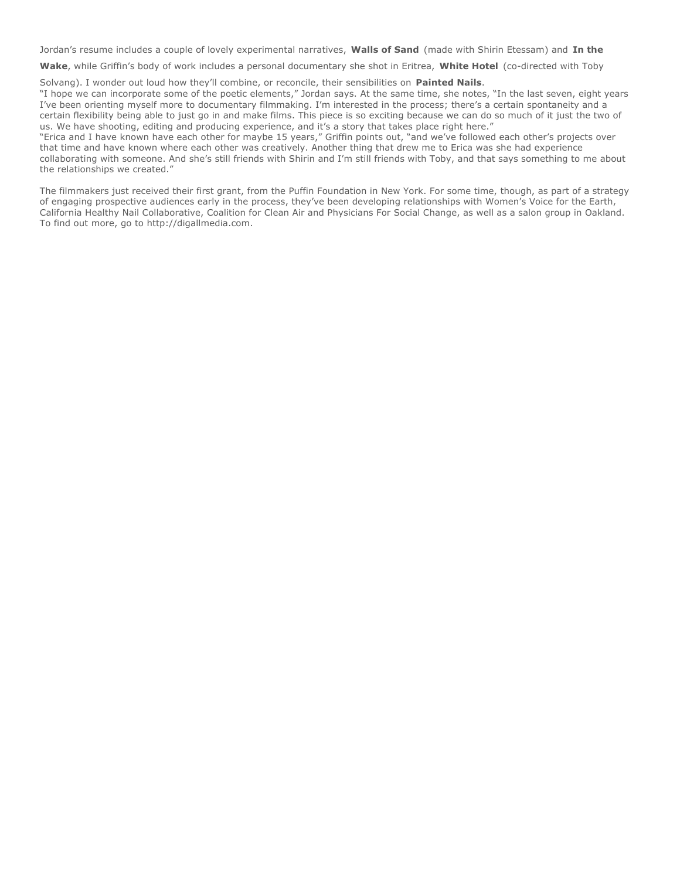Jordan's resume includes a couple of lovely experimental narratives, **Walls of Sand** (made with Shirin Etessam) and **In the Wake**, while Griffin's body of work includes a personal documentary she shot in Eritrea, **White Hotel** (co-directed with Toby Solvang). I wonder out loud how they'll combine, or reconcile, their sensibilities on **Painted Nails**.

"I hope we can incorporate some of the poetic elements," Jordan says. At the same time, she notes, "In the last seven, eight years I've been orienting myself more to documentary filmmaking. I'm interested in the process; there's a certain spontaneity and a certain flexibility being able to just go in and make films. This piece is so exciting because we can do so much of it just the two of us. We have shooting, editing and producing experience, and it's a story that takes place right here."

"Erica and I have known have each other for maybe 15 years," Griffin points out, "and we've followed each other's projects over that time and have known where each other was creatively. Another thing that drew me to Erica was she had experience collaborating with someone. And she's still friends with Shirin and I'm still friends with Toby, and that says something to me about the relationships we created."

The filmmakers just received their first grant, from the Puffin Foundation in New York. For some time, though, as part of a strategy of engaging prospective audiences early in the process, they've been developing relationships with Women's Voice for the Earth, California Healthy Nail Collaborative, Coalition for Clean Air and Physicians For Social Change, as well as a salon group in Oakland. To find out more, go to http://digallmedia.com.